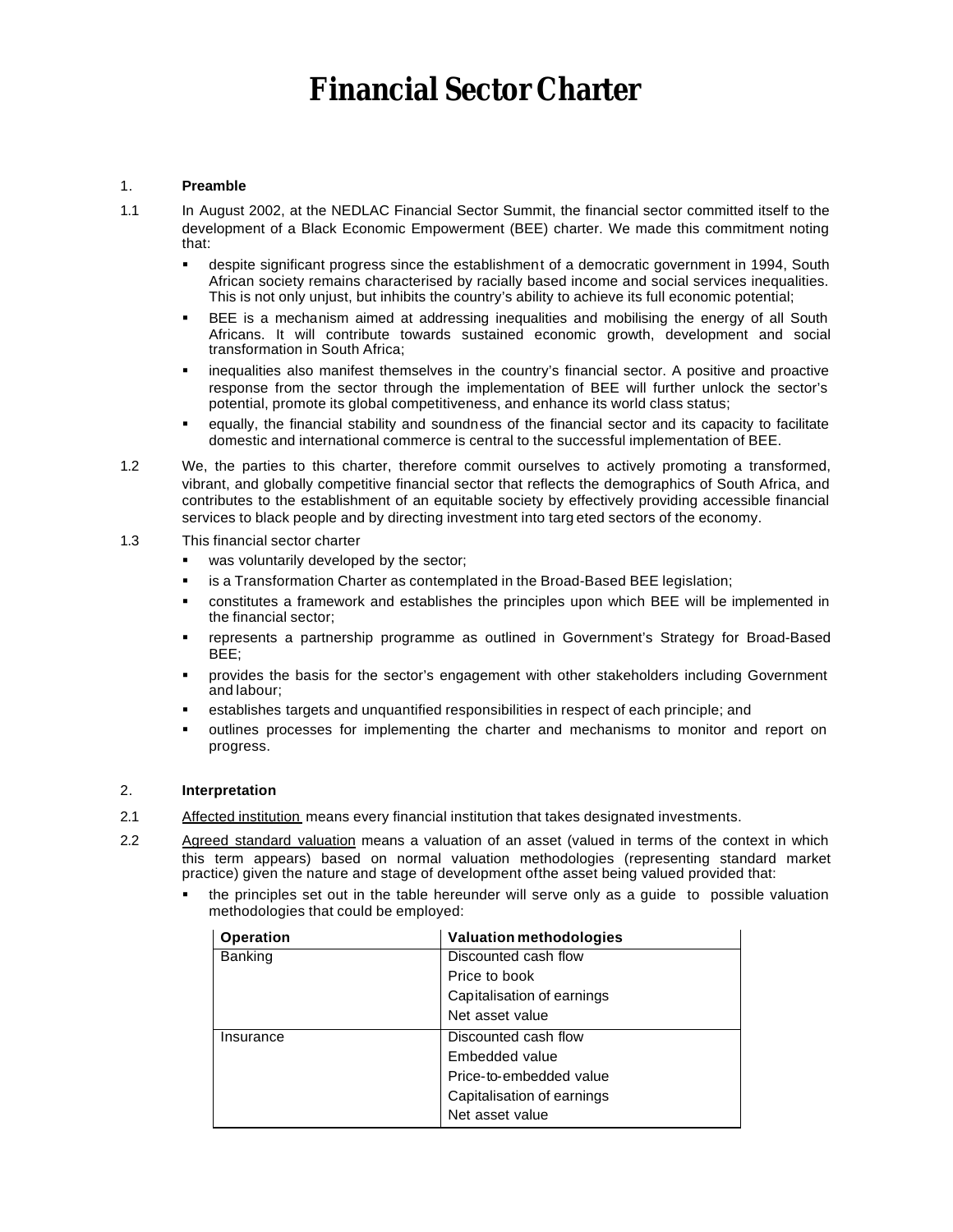# Financial Sector Charter

## 1. Preamble

1.1 In August 2002, at the NEDLAC Financial Sector Summit, the financial sector committed itself to the development of a Black Economic Empowerment (BEE) charter. We made this commitment noting that:

- despite significant progress since the establishment of a democratic government in 1994, South African society remains characterised by racially based income and social services inequalities. This is not only unjust, but inhibits the country's ability to achieve its full economic potential;
- BEE is a mechanism aimed at addressing inequalities and mobilising the energy of all South Africans. It will contribute towards sustained economic growth, development and social transformation in South Africa;
- inequalities also manifest themselves in the country's financial sector. A positive and proactive response from the sector through the implementation of BEE will further unlock the sector's potential, promote its global competitiveness, and enhance its world class status;
- equally, the financial stability and soundness of the financial sector and its capacity to facilitate domestic and international commerce is central to the successful implementation of BEE.

1.2 We, the parties to this charter, therefore commit ourselves to actively promoting a transformed, vibrant, and globally competitive financial sector that reflects the demographics of South Africa, and contributes to the establishment of an equitable society by effectively providing accessible financial services to black people and by directing investment into targeted sectors of the economy.

1.3 This financial sector charter

- was voluntarily developed by the sector;
- is a Transformation Charter as contemplated in the Broad-Based BEE legislation;
- constitutes a framework and establishes the principles upon which BEE will be implemented in the financial sector;
- represents a partnership programme as outlined in Government's Strategy for Broad-Based BEE;
- provides the basis for the sector's engagement with other stakeholders including Government and labour;
- establishes targets and unquantified responsibilities in respect of each principle; and
- outlines processes for implementing the charter and mechanisms to monitor and report on progress.

## 2. Interpretation

2.1 Affected institution means every financial institution that takes designated investments.

2.2 Agreed standard valuation means a valuation of an asset (valued in terms of the context in which this term appears) based on normal valuation methodologies (representing standard market practice) given the nature and stage of development of the asset being valued provided that:

- the principles set out in the table hereunder will serve only as a guide to possible valuation methodologies that could be employed:

| Operation | Valuation methodologies |
|---|---|
| Banking | Discounted cash flow |
| | Price to book |
| | Capitalisation of earnings |
| | Net asset value |
| Insurance | Discounted cash flow |
| | Embedded value |
| | Price-to-embedded value |
| | Capitalisation of earnings |
| | Net asset value |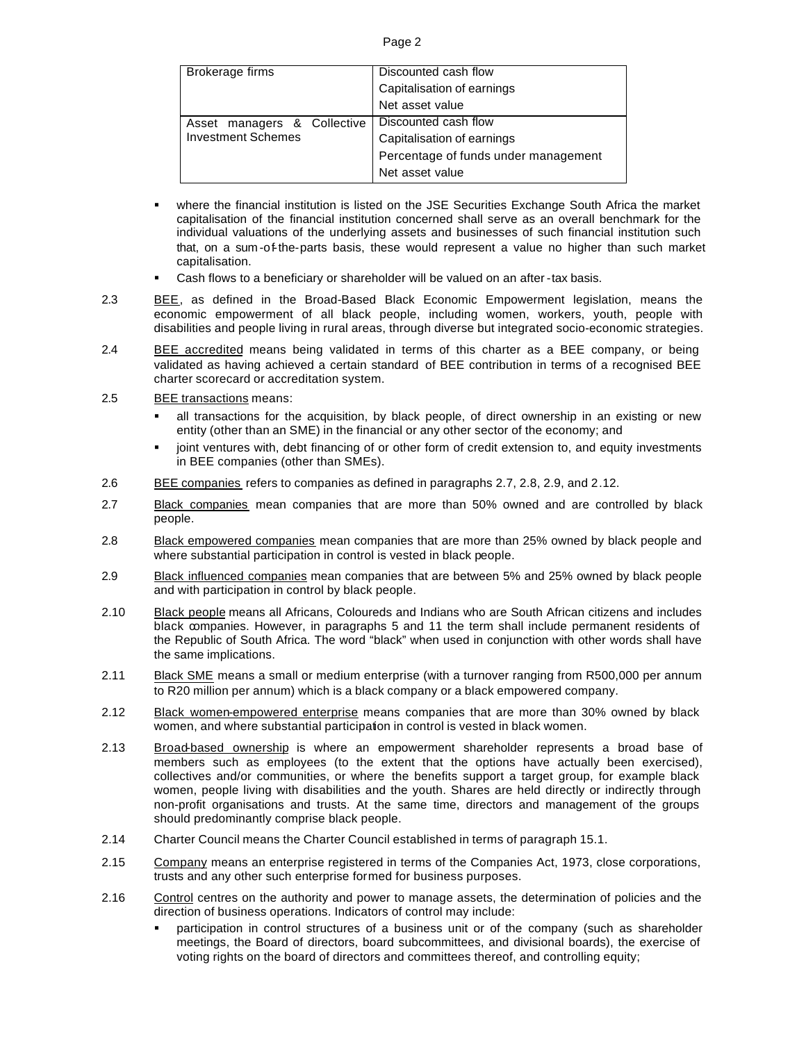| | |
|---|---|
| Brokerage firms | Discounted cash flow<br>Capitalisation of earnings<br>Net asset value |
| Asset managers & Collective Investment Schemes | Discounted cash flow<br>Capitalisation of earnings<br>Percentage of funds under management<br>Net asset value |

- where the financial institution is listed on the JSE Securities Exchange South Africa the market capitalisation of the financial institution concerned shall serve as an overall benchmark for the individual valuations of the underlying assets and businesses of such financial institution such that, on a sum-of-the-parts basis, these would represent a value no higher than such market capitalisation.
- Cash flows to a beneficiary or shareholder will be valued on an after-tax basis.

2.3 BEE, as defined in the Broad-Based Black Economic Empowerment legislation, means the economic empowerment of all black people, including women, workers, youth, people with disabilities and people living in rural areas, through diverse but integrated socio-economic strategies.

2.4 BEE accredited means being validated in terms of this charter as a BEE company, or being validated as having achieved a certain standard of BEE contribution in terms of a recognised BEE charter scorecard or accreditation system.

2.5 BEE transactions means:

- all transactions for the acquisition, by black people, of direct ownership in an existing or new entity (other than an SME) in the financial or any other sector of the economy; and
- joint ventures with, debt financing of or other form of credit extension to, and equity investments in BEE companies (other than SMEs).

2.6 BEE companies refers to companies as defined in paragraphs 2.7, 2.8, 2.9, and 2.12.

2.7 Black companies mean companies that are more than 50% owned and are controlled by black people.

2.8 Black empowered companies mean companies that are more than 25% owned by black people and where substantial participation in control is vested in black people.

2.9 Black influenced companies mean companies that are between 5% and 25% owned by black people and with participation in control by black people.

2.10 Black people means all Africans, Coloureds and Indians who are South African citizens and includes black companies. However, in paragraphs 5 and 11 the term shall include permanent residents of the Republic of South Africa. The word "black" when used in conjunction with other words shall have the same implications.

2.11 Black SME means a small or medium enterprise (with a turnover ranging from R500,000 per annum to R20 million per annum) which is a black company or a black empowered company.

2.12 Black women-empowered enterprise means companies that are more than 30% owned by black women, and where substantial participation in control is vested in black women.

2.13 Broad-based ownership is where an empowerment shareholder represents a broad base of members such as employees (to the extent that the options have actually been exercised), collectives and/or communities, or where the benefits support a target group, for example black women, people living with disabilities and the youth. Shares are held directly or indirectly through non-profit organisations and trusts. At the same time, directors and management of the groups should predominantly comprise black people.

2.14 Charter Council means the Charter Council established in terms of paragraph 15.1.

2.15 Company means an enterprise registered in terms of the Companies Act, 1973, close corporations, trusts and any other such enterprise formed for business purposes.

2.16 Control centres on the authority and power to manage assets, the determination of policies and the direction of business operations. Indicators of control may include:

- participation in control structures of a business unit or of the company (such as shareholder meetings, the Board of directors, board subcommittees, and divisional boards), the exercise of voting rights on the board of directors and committees thereof, and controlling equity;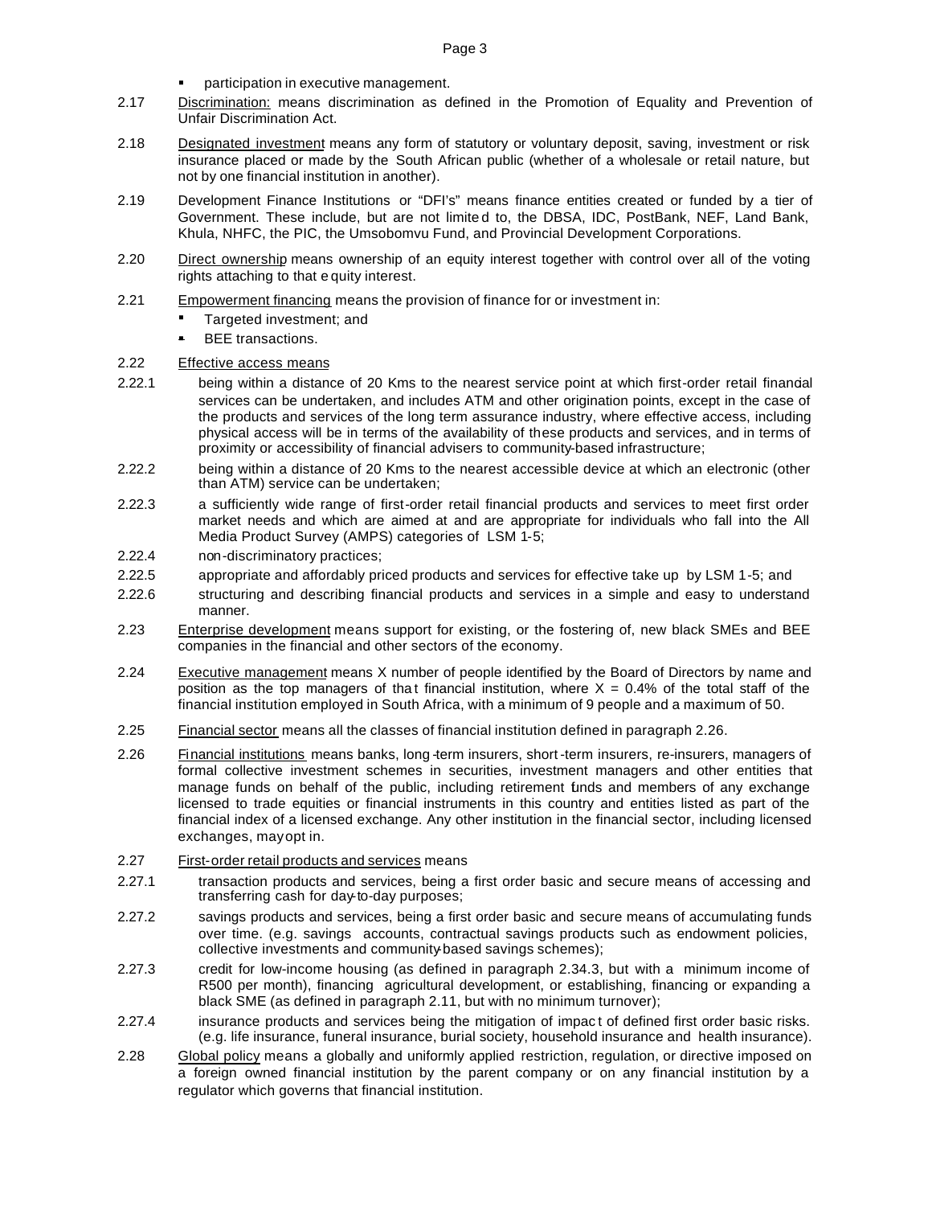- participation in executive management.

2.17 Discrimination: means discrimination as defined in the Promotion of Equality and Prevention of Unfair Discrimination Act.

2.18 Designated investment means any form of statutory or voluntary deposit, saving, investment or risk insurance placed or made by the South African public (whether of a wholesale or retail nature, but not by one financial institution in another).

2.19 Development Finance Institutions or "DFI's" means finance entities created or funded by a tier of Government. These include, but are not limited to, the DBSA, IDC, PostBank, NEF, Land Bank, Khula, NHFC, the PIC, the Umsobomvu Fund, and Provincial Development Corporations.

2.20 Direct ownership means ownership of an equity interest together with control over all of the voting rights attaching to that equity interest.

2.21 Empowerment financing means the provision of finance for or investment in:
- Targeted investment; and
- BEE transactions.

2.22 Effective access means

2.22.1 being within a distance of 20 Kms to the nearest service point at which first-order retail financial services can be undertaken, and includes ATM and other origination points, except in the case of the products and services of the long term assurance industry, where effective access, including physical access will be in terms of the availability of these products and services, and in terms of proximity or accessibility of financial advisers to community-based infrastructure;

2.22.2 being within a distance of 20 Kms to the nearest accessible device at which an electronic (other than ATM) service can be undertaken;

2.22.3 a sufficiently wide range of first-order retail financial products and services to meet first order market needs and which are aimed at and are appropriate for individuals who fall into the All Media Product Survey (AMPS) categories of LSM 1-5;

2.22.4 non-discriminatory practices;

2.22.5 appropriate and affordably priced products and services for effective take up by LSM 1-5; and

2.22.6 structuring and describing financial products and services in a simple and easy to understand manner.

2.23 Enterprise development means support for existing, or the fostering of, new black SMEs and BEE companies in the financial and other sectors of the economy.

2.24 Executive management means X number of people identified by the Board of Directors by name and position as the top managers of that financial institution, where X = 0.4% of the total staff of the financial institution employed in South Africa, with a minimum of 9 people and a maximum of 50.

2.25 Financial sector means all the classes of financial institution defined in paragraph 2.26.

2.26 Financial institutions means banks, long-term insurers, short-term insurers, re-insurers, managers of formal collective investment schemes in securities, investment managers and other entities that manage funds on behalf of the public, including retirement funds and members of any exchange licensed to trade equities or financial instruments in this country and entities listed as part of the financial index of a licensed exchange. Any other institution in the financial sector, including licensed exchanges, may opt in.

2.27 First-order retail products and services means

2.27.1 transaction products and services, being a first order basic and secure means of accessing and transferring cash for day-to-day purposes;

2.27.2 savings products and services, being a first order basic and secure means of accumulating funds over time. (e.g. savings accounts, contractual savings products such as endowment policies, collective investments and community-based savings schemes);

2.27.3 credit for low-income housing (as defined in paragraph 2.34.3, but with a minimum income of R500 per month), financing agricultural development, or establishing, financing or expanding a black SME (as defined in paragraph 2.11, but with no minimum turnover);

2.27.4 insurance products and services being the mitigation of impact of defined first order basic risks. (e.g. life insurance, funeral insurance, burial society, household insurance and health insurance).

2.28 Global policy means a globally and uniformly applied restriction, regulation, or directive imposed on a foreign owned financial institution by the parent company or on any financial institution by a regulator which governs that financial institution.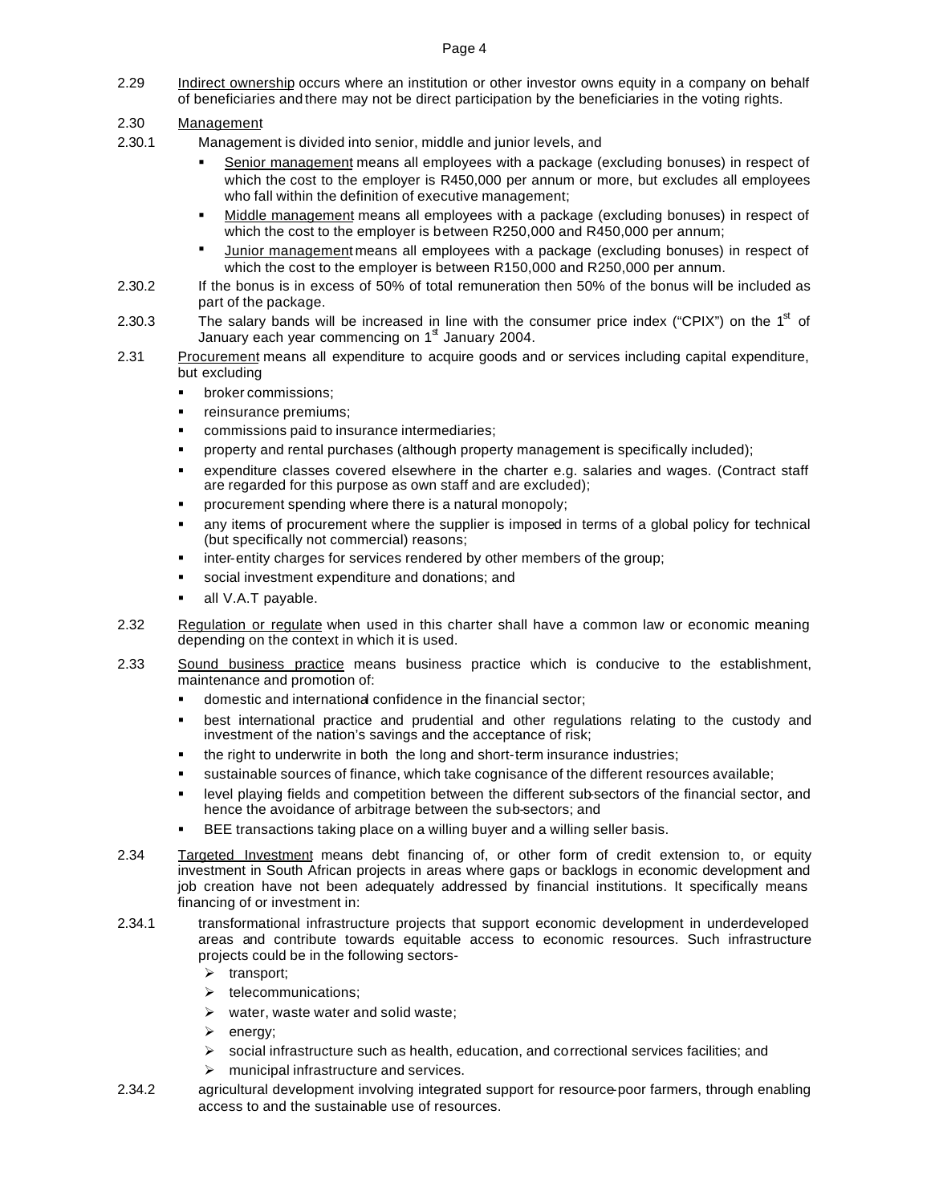2.29 Indirect ownership occurs where an institution or other investor owns equity in a company on behalf of beneficiaries and there may not be direct participation by the beneficiaries in the voting rights.

2.30 Management

2.30.1 Management is divided into senior, middle and junior levels, and

- Senior management means all employees with a package (excluding bonuses) in respect of which the cost to the employer is R450,000 per annum or more, but excludes all employees who fall within the definition of executive management;
- Middle management means all employees with a package (excluding bonuses) in respect of which the cost to the employer is between R250,000 and R450,000 per annum;
- Junior management means all employees with a package (excluding bonuses) in respect of which the cost to the employer is between R150,000 and R250,000 per annum.

2.30.2 If the bonus is in excess of 50% of total remuneration then 50% of the bonus will be included as part of the package.

2.30.3 The salary bands will be increased in line with the consumer price index ("CPIX") on the 1st of January each year commencing on 1st January 2004.

2.31 Procurement means all expenditure to acquire goods and or services including capital expenditure, but excluding

- broker commissions;
- reinsurance premiums;
- commissions paid to insurance intermediaries;
- property and rental purchases (although property management is specifically included);
- expenditure classes covered elsewhere in the charter e.g. salaries and wages. (Contract staff are regarded for this purpose as own staff and are excluded);
- procurement spending where there is a natural monopoly;
- any items of procurement where the supplier is imposed in terms of a global policy for technical (but specifically not commercial) reasons;
- inter-entity charges for services rendered by other members of the group;
- social investment expenditure and donations; and
- all V.A.T payable.

2.32 Regulation or regulate when used in this charter shall have a common law or economic meaning depending on the context in which it is used.

2.33 Sound business practice means business practice which is conducive to the establishment, maintenance and promotion of:

- domestic and international confidence in the financial sector;
- best international practice and prudential and other regulations relating to the custody and investment of the nation's savings and the acceptance of risk;
- the right to underwrite in both the long and short-term insurance industries;
- sustainable sources of finance, which take cognisance of the different resources available;
- level playing fields and competition between the different sub-sectors of the financial sector, and hence the avoidance of arbitrage between the sub-sectors; and
- BEE transactions taking place on a willing buyer and a willing seller basis.

2.34 Targeted Investment means debt financing of, or other form of credit extension to, or equity investment in South African projects in areas where gaps or backlogs in economic development and job creation have not been adequately addressed by financial institutions. It specifically means financing of or investment in:

2.34.1 transformational infrastructure projects that support economic development in underdeveloped areas and contribute towards equitable access to economic resources. Such infrastructure projects could be in the following sectors-

- transport;
- telecommunications;
- water, waste water and solid waste;
- energy;
- social infrastructure such as health, education, and correctional services facilities; and
- municipal infrastructure and services.

2.34.2 agricultural development involving integrated support for resource-poor farmers, through enabling access to and the sustainable use of resources.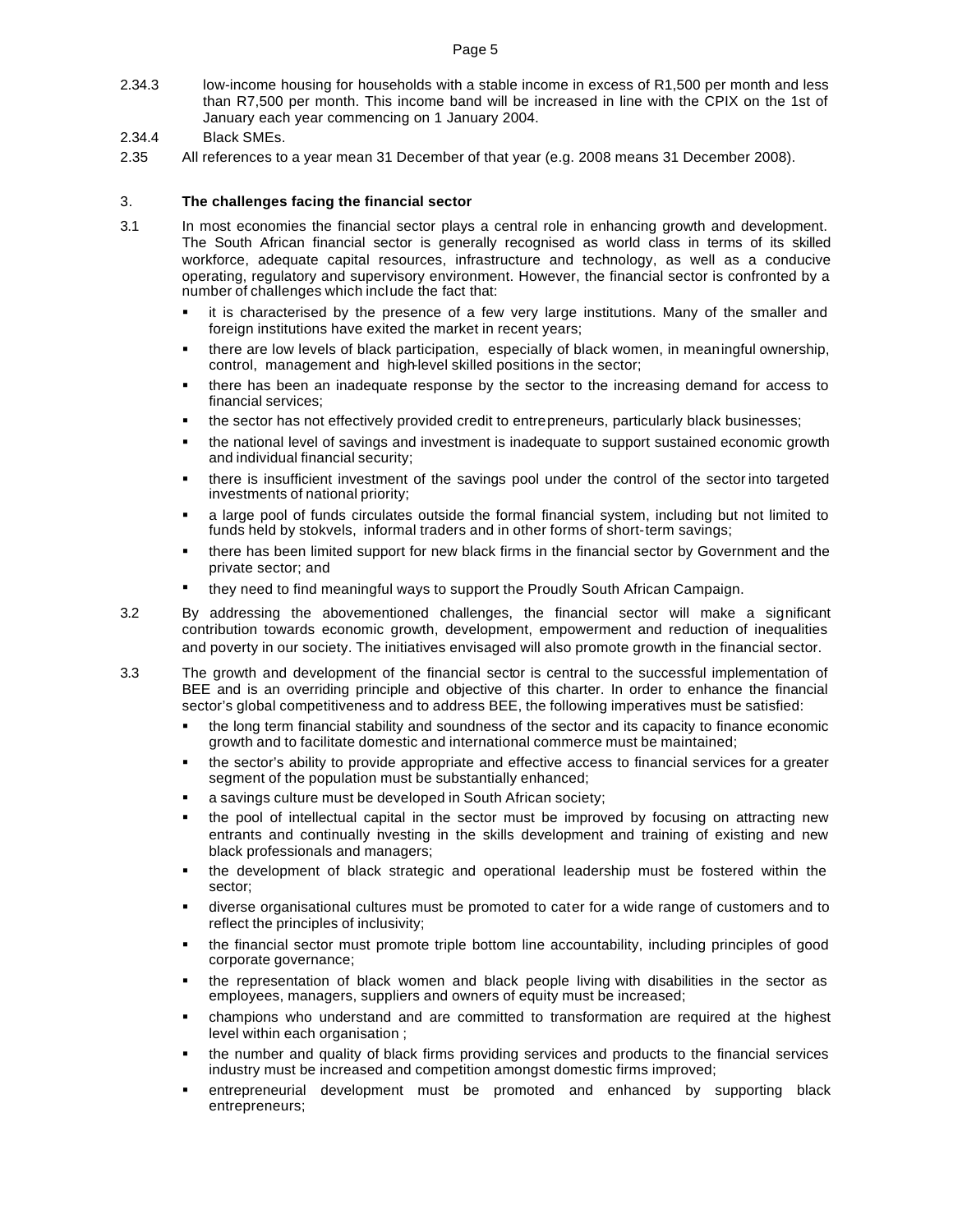2.34.3 low-income housing for households with a stable income in excess of R1,500 per month and less than R7,500 per month. This income band will be increased in line with the CPIX on the 1st of January each year commencing on 1 January 2004.

2.34.4 Black SMEs.

2.35 All references to a year mean 31 December of that year (e.g. 2008 means 31 December 2008).

### 3. **The challenges facing the financial sector**

3.1 In most economies the financial sector plays a central role in enhancing growth and development. The South African financial sector is generally recognised as world class in terms of its skilled workforce, adequate capital resources, infrastructure and technology, as well as a conducive operating, regulatory and supervisory environment. However, the financial sector is confronted by a number of challenges which include the fact that:

- it is characterised by the presence of a few very large institutions. Many of the smaller and foreign institutions have exited the market in recent years;
- there are low levels of black participation, especially of black women, in meaningful ownership, control, management and high-level skilled positions in the sector;
- there has been an inadequate response by the sector to the increasing demand for access to financial services;
- the sector has not effectively provided credit to entrepreneurs, particularly black businesses;
- the national level of savings and investment is inadequate to support sustained economic growth and individual financial security;
- there is insufficient investment of the savings pool under the control of the sector into targeted investments of national priority;
- a large pool of funds circulates outside the formal financial system, including but not limited to funds held by stokvels, informal traders and in other forms of short-term savings;
- there has been limited support for new black firms in the financial sector by Government and the private sector; and
- they need to find meaningful ways to support the Proudly South African Campaign.

3.2 By addressing the abovementioned challenges, the financial sector will make a significant contribution towards economic growth, development, empowerment and reduction of inequalities and poverty in our society. The initiatives envisaged will also promote growth in the financial sector.

3.3 The growth and development of the financial sector is central to the successful implementation of BEE and is an overriding principle and objective of this charter. In order to enhance the financial sector's global competitiveness and to address BEE, the following imperatives must be satisfied:

- the long term financial stability and soundness of the sector and its capacity to finance economic growth and to facilitate domestic and international commerce must be maintained;
- the sector's ability to provide appropriate and effective access to financial services for a greater segment of the population must be substantially enhanced;
- a savings culture must be developed in South African society;
- the pool of intellectual capital in the sector must be improved by focusing on attracting new entrants and continually investing in the skills development and training of existing and new black professionals and managers;
- the development of black strategic and operational leadership must be fostered within the sector;
- diverse organisational cultures must be promoted to cater for a wide range of customers and to reflect the principles of inclusivity;
- the financial sector must promote triple bottom line accountability, including principles of good corporate governance;
- the representation of black women and black people living with disabilities in the sector as employees, managers, suppliers and owners of equity must be increased;
- champions who understand and are committed to transformation are required at the highest level within each organisation ;
- the number and quality of black firms providing services and products to the financial services industry must be increased and competition amongst domestic firms improved;
- entrepreneurial development must be promoted and enhanced by supporting black entrepreneurs;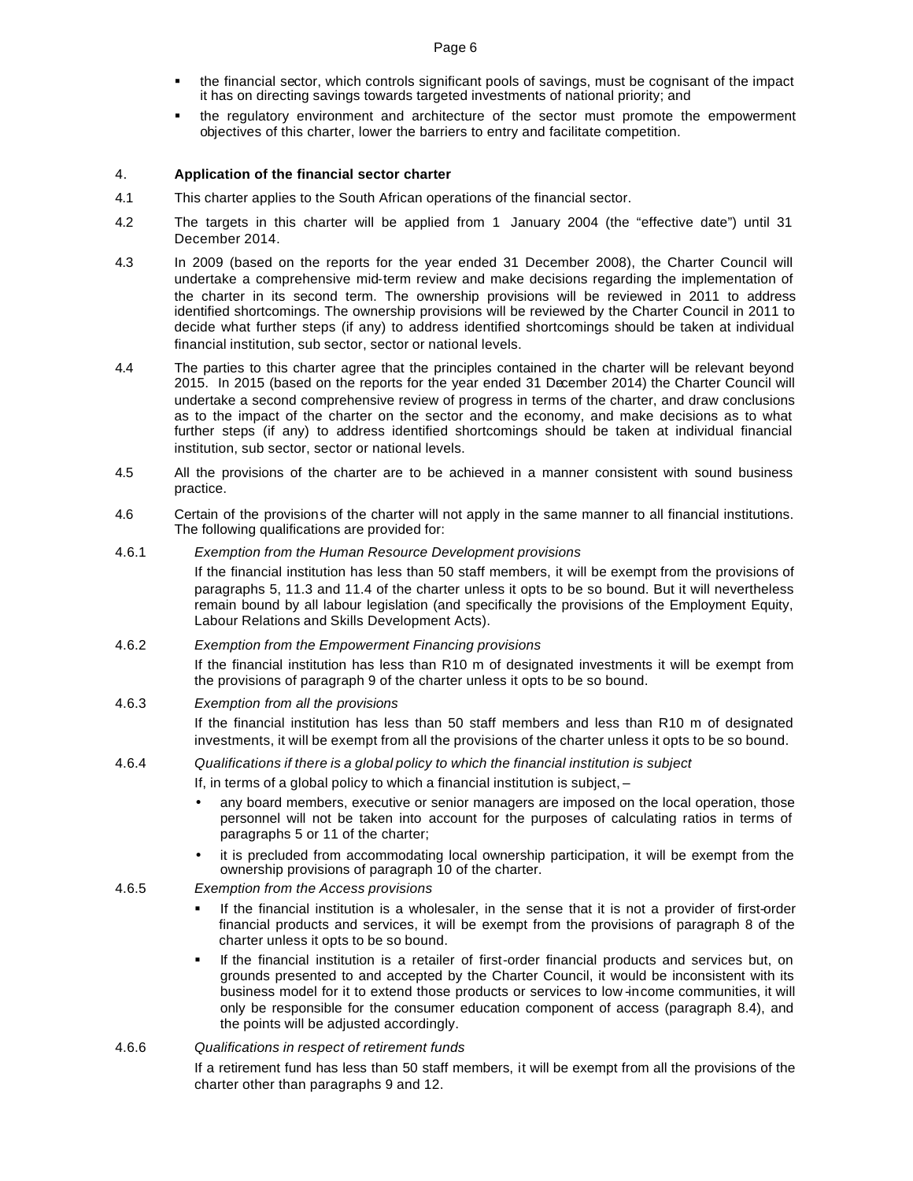- the financial sector, which controls significant pools of savings, must be cognisant of the impact it has on directing savings towards targeted investments of national priority; and
- the regulatory environment and architecture of the sector must promote the empowerment objectives of this charter, lower the barriers to entry and facilitate competition.

## 4. Application of the financial sector charter

4.1 This charter applies to the South African operations of the financial sector.

4.2 The targets in this charter will be applied from 1 January 2004 (the "effective date") until 31 December 2014.

4.3 In 2009 (based on the reports for the year ended 31 December 2008), the Charter Council will undertake a comprehensive mid-term review and make decisions regarding the implementation of the charter in its second term. The ownership provisions will be reviewed in 2011 to address identified shortcomings. The ownership provisions will be reviewed by the Charter Council in 2011 to decide what further steps (if any) to address identified shortcomings should be taken at individual financial institution, sub sector, sector or national levels.

4.4 The parties to this charter agree that the principles contained in the charter will be relevant beyond 2015. In 2015 (based on the reports for the year ended 31 December 2014) the Charter Council will undertake a second comprehensive review of progress in terms of the charter, and draw conclusions as to the impact of the charter on the sector and the economy, and make decisions as to what further steps (if any) to address identified shortcomings should be taken at individual financial institution, sub sector, sector or national levels.

4.5 All the provisions of the charter are to be achieved in a manner consistent with sound business practice.

4.6 Certain of the provisions of the charter will not apply in the same manner to all financial institutions. The following qualifications are provided for:

4.6.1 *Exemption from the Human Resource Development provisions*

If the financial institution has less than 50 staff members, it will be exempt from the provisions of paragraphs 5, 11.3 and 11.4 of the charter unless it opts to be so bound. But it will nevertheless remain bound by all labour legislation (and specifically the provisions of the Employment Equity, Labour Relations and Skills Development Acts).

4.6.2 *Exemption from the Empowerment Financing provisions*

If the financial institution has less than R10 m of designated investments it will be exempt from the provisions of paragraph 9 of the charter unless it opts to be so bound.

4.6.3 *Exemption from all the provisions*

If the financial institution has less than 50 staff members and less than R10 m of designated investments, it will be exempt from all the provisions of the charter unless it opts to be so bound.

4.6.4 *Qualifications if there is a global policy to which the financial institution is subject*

If, in terms of a global policy to which a financial institution is subject, –

- any board members, executive or senior managers are imposed on the local operation, those personnel will not be taken into account for the purposes of calculating ratios in terms of paragraphs 5 or 11 of the charter;
- it is precluded from accommodating local ownership participation, it will be exempt from the ownership provisions of paragraph 10 of the charter.

4.6.5 *Exemption from the Access provisions*

- If the financial institution is a wholesaler, in the sense that it is not a provider of first-order financial products and services, it will be exempt from the provisions of paragraph 8 of the charter unless it opts to be so bound.
- If the financial institution is a retailer of first-order financial products and services but, on grounds presented to and accepted by the Charter Council, it would be inconsistent with its business model for it to extend those products or services to low-income communities, it will only be responsible for the consumer education component of access (paragraph 8.4), and the points will be adjusted accordingly.

4.6.6 *Qualifications in respect of retirement funds*

If a retirement fund has less than 50 staff members, it will be exempt from all the provisions of the charter other than paragraphs 9 and 12.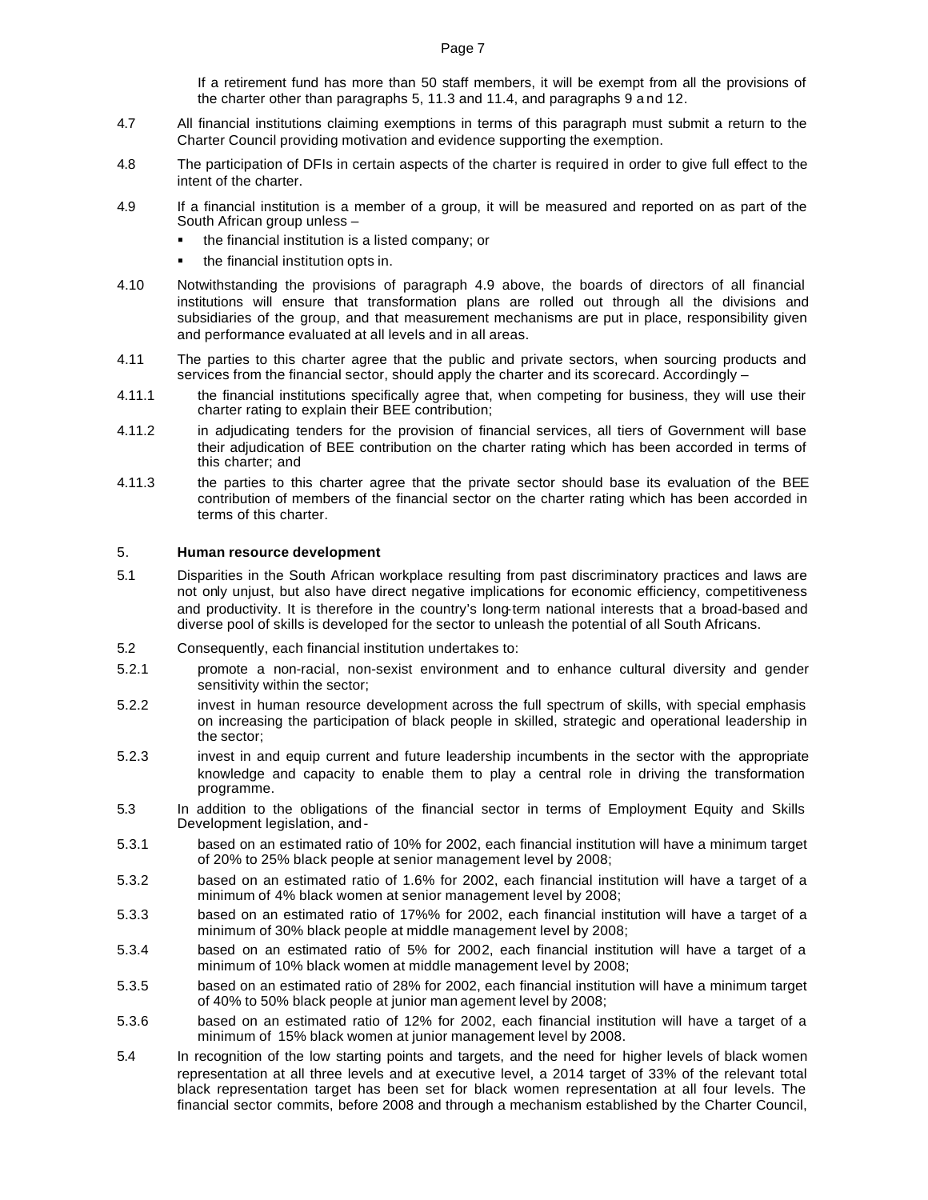If a retirement fund has more than 50 staff members, it will be exempt from all the provisions of the charter other than paragraphs 5, 11.3 and 11.4, and paragraphs 9 and 12.

4.7 All financial institutions claiming exemptions in terms of this paragraph must submit a return to the Charter Council providing motivation and evidence supporting the exemption.

4.8 The participation of DFIs in certain aspects of the charter is required in order to give full effect to the intent of the charter.

4.9 If a financial institution is a member of a group, it will be measured and reported on as part of the South African group unless –

- the financial institution is a listed company; or
- the financial institution opts in.

4.10 Notwithstanding the provisions of paragraph 4.9 above, the boards of directors of all financial institutions will ensure that transformation plans are rolled out through all the divisions and subsidiaries of the group, and that measurement mechanisms are put in place, responsibility given and performance evaluated at all levels and in all areas.

4.11 The parties to this charter agree that the public and private sectors, when sourcing products and services from the financial sector, should apply the charter and its scorecard. Accordingly –

4.11.1 the financial institutions specifically agree that, when competing for business, they will use their charter rating to explain their BEE contribution;

4.11.2 in adjudicating tenders for the provision of financial services, all tiers of Government will base their adjudication of BEE contribution on the charter rating which has been accorded in terms of this charter; and

4.11.3 the parties to this charter agree that the private sector should base its evaluation of the BEE contribution of members of the financial sector on the charter rating which has been accorded in terms of this charter.

## 5. Human resource development

5.1 Disparities in the South African workplace resulting from past discriminatory practices and laws are not only unjust, but also have direct negative implications for economic efficiency, competitiveness and productivity. It is therefore in the country's long-term national interests that a broad-based and diverse pool of skills is developed for the sector to unleash the potential of all South Africans.

5.2 Consequently, each financial institution undertakes to:

5.2.1 promote a non-racial, non-sexist environment and to enhance cultural diversity and gender sensitivity within the sector;

5.2.2 invest in human resource development across the full spectrum of skills, with special emphasis on increasing the participation of black people in skilled, strategic and operational leadership in the sector;

5.2.3 invest in and equip current and future leadership incumbents in the sector with the appropriate knowledge and capacity to enable them to play a central role in driving the transformation programme.

5.3 In addition to the obligations of the financial sector in terms of Employment Equity and Skills Development legislation, and -

5.3.1 based on an estimated ratio of 10% for 2002, each financial institution will have a minimum target of 20% to 25% black people at senior management level by 2008;

5.3.2 based on an estimated ratio of 1.6% for 2002, each financial institution will have a target of a minimum of 4% black women at senior management level by 2008;

5.3.3 based on an estimated ratio of 17%% for 2002, each financial institution will have a target of a minimum of 30% black people at middle management level by 2008;

5.3.4 based on an estimated ratio of 5% for 2002, each financial institution will have a target of a minimum of 10% black women at middle management level by 2008;

5.3.5 based on an estimated ratio of 28% for 2002, each financial institution will have a minimum target of 40% to 50% black people at junior management level by 2008;

5.3.6 based on an estimated ratio of 12% for 2002, each financial institution will have a target of a minimum of 15% black women at junior management level by 2008.

5.4 In recognition of the low starting points and targets, and the need for higher levels of black women representation at all three levels and at executive level, a 2014 target of 33% of the relevant total black representation target has been set for black women representation at all four levels. The financial sector commits, before 2008 and through a mechanism established by the Charter Council,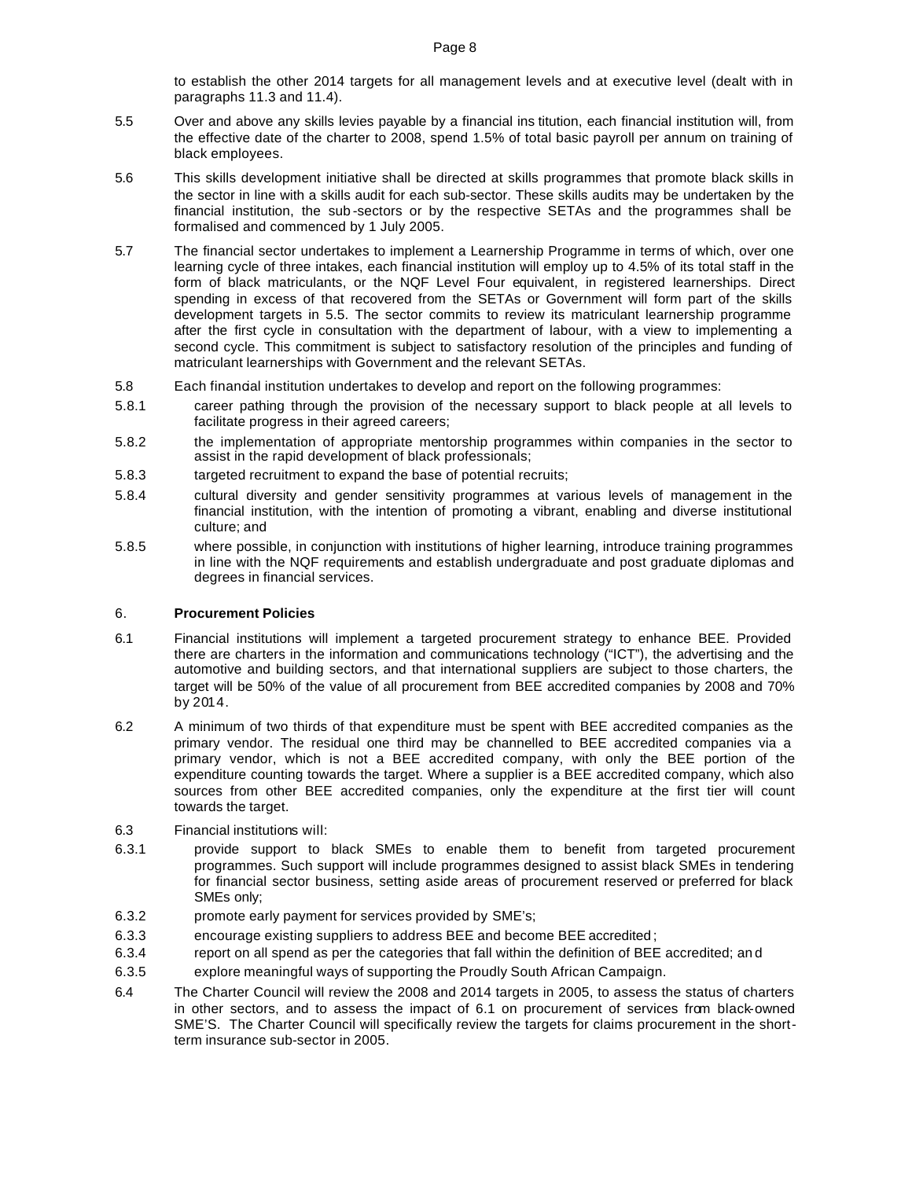to establish the other 2014 targets for all management levels and at executive level (dealt with in paragraphs 11.3 and 11.4).

5.5 Over and above any skills levies payable by a financial institution, each financial institution will, from the effective date of the charter to 2008, spend 1.5% of total basic payroll per annum on training of black employees.

5.6 This skills development initiative shall be directed at skills programmes that promote black skills in the sector in line with a skills audit for each sub-sector. These skills audits may be undertaken by the financial institution, the sub-sectors or by the respective SETAs and the programmes shall be formalised and commenced by 1 July 2005.

5.7 The financial sector undertakes to implement a Learnership Programme in terms of which, over one learning cycle of three intakes, each financial institution will employ up to 4.5% of its total staff in the form of black matriculants, or the NQF Level Four equivalent, in registered learnerships. Direct spending in excess of that recovered from the SETAs or Government will form part of the skills development targets in 5.5. The sector commits to review its matriculant learnership programme after the first cycle in consultation with the department of labour, with a view to implementing a second cycle. This commitment is subject to satisfactory resolution of the principles and funding of matriculant learnerships with Government and the relevant SETAs.

5.8 Each financial institution undertakes to develop and report on the following programmes:

5.8.1 career pathing through the provision of the necessary support to black people at all levels to facilitate progress in their agreed careers;

5.8.2 the implementation of appropriate mentorship programmes within companies in the sector to assist in the rapid development of black professionals;

5.8.3 targeted recruitment to expand the base of potential recruits;

5.8.4 cultural diversity and gender sensitivity programmes at various levels of management in the financial institution, with the intention of promoting a vibrant, enabling and diverse institutional culture; and

5.8.5 where possible, in conjunction with institutions of higher learning, introduce training programmes in line with the NQF requirements and establish undergraduate and post graduate diplomas and degrees in financial services.

## 6. **Procurement Policies**

6.1 Financial institutions will implement a targeted procurement strategy to enhance BEE. Provided there are charters in the information and communications technology ("ICT"), the advertising and the automotive and building sectors, and that international suppliers are subject to those charters, the target will be 50% of the value of all procurement from BEE accredited companies by 2008 and 70% by 2014.

6.2 A minimum of two thirds of that expenditure must be spent with BEE accredited companies as the primary vendor. The residual one third may be channelled to BEE accredited companies via a primary vendor, which is not a BEE accredited company, with only the BEE portion of the expenditure counting towards the target. Where a supplier is a BEE accredited company, which also sources from other BEE accredited companies, only the expenditure at the first tier will count towards the target.

6.3 Financial institutions will:

6.3.1 provide support to black SMEs to enable them to benefit from targeted procurement programmes. Such support will include programmes designed to assist black SMEs in tendering for financial sector business, setting aside areas of procurement reserved or preferred for black SMEs only;

6.3.2 promote early payment for services provided by SME's;

6.3.3 encourage existing suppliers to address BEE and become BEE accredited;

6.3.4 report on all spend as per the categories that fall within the definition of BEE accredited; and

6.3.5 explore meaningful ways of supporting the Proudly South African Campaign.

6.4 The Charter Council will review the 2008 and 2014 targets in 2005, to assess the status of charters in other sectors, and to assess the impact of 6.1 on procurement of services from black-owned SME'S. The Charter Council will specifically review the targets for claims procurement in the short-term insurance sub-sector in 2005.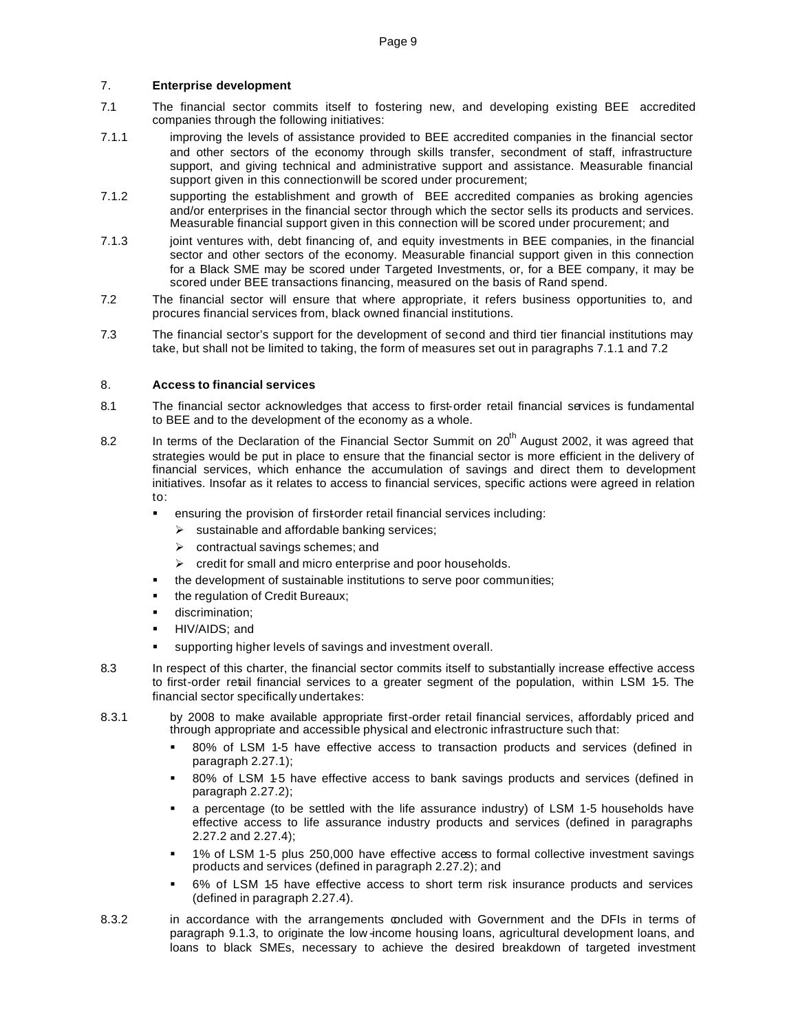## 7. Enterprise development

7.1 The financial sector commits itself to fostering new, and developing existing BEE accredited companies through the following initiatives:

7.1.1 improving the levels of assistance provided to BEE accredited companies in the financial sector and other sectors of the economy through skills transfer, secondment of staff, infrastructure support, and giving technical and administrative support and assistance. Measurable financial support given in this connection will be scored under procurement;

7.1.2 supporting the establishment and growth of BEE accredited companies as broking agencies and/or enterprises in the financial sector through which the sector sells its products and services. Measurable financial support given in this connection will be scored under procurement; and

7.1.3 joint ventures with, debt financing of, and equity investments in BEE companies, in the financial sector and other sectors of the economy. Measurable financial support given in this connection for a Black SME may be scored under Targeted Investments, or, for a BEE company, it may be scored under BEE transactions financing, measured on the basis of Rand spend.

7.2 The financial sector will ensure that where appropriate, it refers business opportunities to, and procures financial services from, black owned financial institutions.

7.3 The financial sector's support for the development of second and third tier financial institutions may take, but shall not be limited to taking, the form of measures set out in paragraphs 7.1.1 and 7.2

## 8. Access to financial services

8.1 The financial sector acknowledges that access to first-order retail financial services is fundamental to BEE and to the development of the economy as a whole.

8.2 In terms of the Declaration of the Financial Sector Summit on 20th August 2002, it was agreed that strategies would be put in place to ensure that the financial sector is more efficient in the delivery of financial services, which enhance the accumulation of savings and direct them to development initiatives. Insofar as it relates to access to financial services, specific actions were agreed in relation to:

- ensuring the provision of first-order retail financial services including:
  - sustainable and affordable banking services;
  - contractual savings schemes; and
  - credit for small and micro enterprise and poor households.
- the development of sustainable institutions to serve poor communities;
- the regulation of Credit Bureaux;
- discrimination;
- HIV/AIDS; and
- supporting higher levels of savings and investment overall.

8.3 In respect of this charter, the financial sector commits itself to substantially increase effective access to first-order retail financial services to a greater segment of the population, within LSM 1-5. The financial sector specifically undertakes:

8.3.1 by 2008 to make available appropriate first-order retail financial services, affordably priced and through appropriate and accessible physical and electronic infrastructure such that:

- 80% of LSM 1-5 have effective access to transaction products and services (defined in paragraph 2.27.1);
- 80% of LSM 1-5 have effective access to bank savings products and services (defined in paragraph 2.27.2);
- a percentage (to be settled with the life assurance industry) of LSM 1-5 households have effective access to life assurance industry products and services (defined in paragraphs 2.27.2 and 2.27.4);
- 1% of LSM 1-5 plus 250,000 have effective access to formal collective investment savings products and services (defined in paragraph 2.27.2); and
- 6% of LSM 1-5 have effective access to short term risk insurance products and services (defined in paragraph 2.27.4).

8.3.2 in accordance with the arrangements concluded with Government and the DFIs in terms of paragraph 9.1.3, to originate the low-income housing loans, agricultural development loans, and loans to black SMEs, necessary to achieve the desired breakdown of targeted investment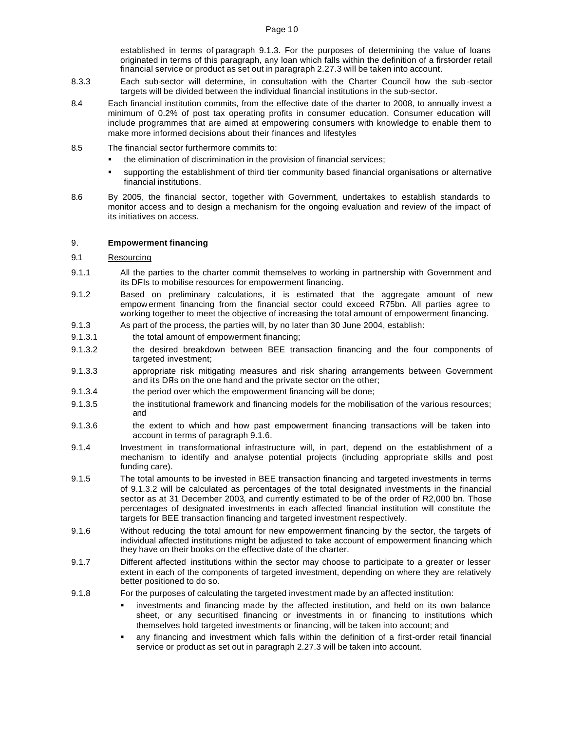established in terms of paragraph 9.1.3. For the purposes of determining the value of loans originated in terms of this paragraph, any loan which falls within the definition of a first-order retail financial service or product as set out in paragraph 2.27.3 will be taken into account.

8.3.3 Each sub-sector will determine, in consultation with the Charter Council how the sub-sector targets will be divided between the individual financial institutions in the sub-sector.

8.4 Each financial institution commits, from the effective date of the charter to 2008, to annually invest a minimum of 0.2% of post tax operating profits in consumer education. Consumer education will include programmes that are aimed at empowering consumers with knowledge to enable them to make more informed decisions about their finances and lifestyles

8.5 The financial sector furthermore commits to:

- the elimination of discrimination in the provision of financial services;
- supporting the establishment of third tier community based financial organisations or alternative financial institutions.

8.6 By 2005, the financial sector, together with Government, undertakes to establish standards to monitor access and to design a mechanism for the ongoing evaluation and review of the impact of its initiatives on access.

## 9. Empowerment financing

9.1 <u>Resourcing</u>

9.1.1 All the parties to the charter commit themselves to working in partnership with Government and its DFIs to mobilise resources for empowerment financing.

9.1.2 Based on preliminary calculations, it is estimated that the aggregate amount of new empowerment financing from the financial sector could exceed R75bn. All parties agree to working together to meet the objective of increasing the total amount of empowerment financing.

9.1.3 As part of the process, the parties will, by no later than 30 June 2004, establish:

9.1.3.1 the total amount of empowerment financing;

9.1.3.2 the desired breakdown between BEE transaction financing and the four components of targeted investment;

9.1.3.3 appropriate risk mitigating measures and risk sharing arrangements between Government and its DFIs on the one hand and the private sector on the other;

9.1.3.4 the period over which the empowerment financing will be done;

9.1.3.5 the institutional framework and financing models for the mobilisation of the various resources; and

9.1.3.6 the extent to which and how past empowerment financing transactions will be taken into account in terms of paragraph 9.1.6.

9.1.4 Investment in transformational infrastructure will, in part, depend on the establishment of a mechanism to identify and analyse potential projects (including appropriate skills and post funding care).

9.1.5 The total amounts to be invested in BEE transaction financing and targeted investments in terms of 9.1.3.2 will be calculated as percentages of the total designated investments in the financial sector as at 31 December 2003, and currently estimated to be of the order of R2,000 bn. Those percentages of designated investments in each affected financial institution will constitute the targets for BEE transaction financing and targeted investment respectively.

9.1.6 Without reducing the total amount for new empowerment financing by the sector, the targets of individual affected institutions might be adjusted to take account of empowerment financing which they have on their books on the effective date of the charter.

9.1.7 Different affected institutions within the sector may choose to participate to a greater or lesser extent in each of the components of targeted investment, depending on where they are relatively better positioned to do so.

9.1.8 For the purposes of calculating the targeted investment made by an affected institution:

- investments and financing made by the affected institution, and held on its own balance sheet, or any securitised financing or investments in or financing to institutions which themselves hold targeted investments or financing, will be taken into account; and
- any financing and investment which falls within the definition of a first-order retail financial service or product as set out in paragraph 2.27.3 will be taken into account.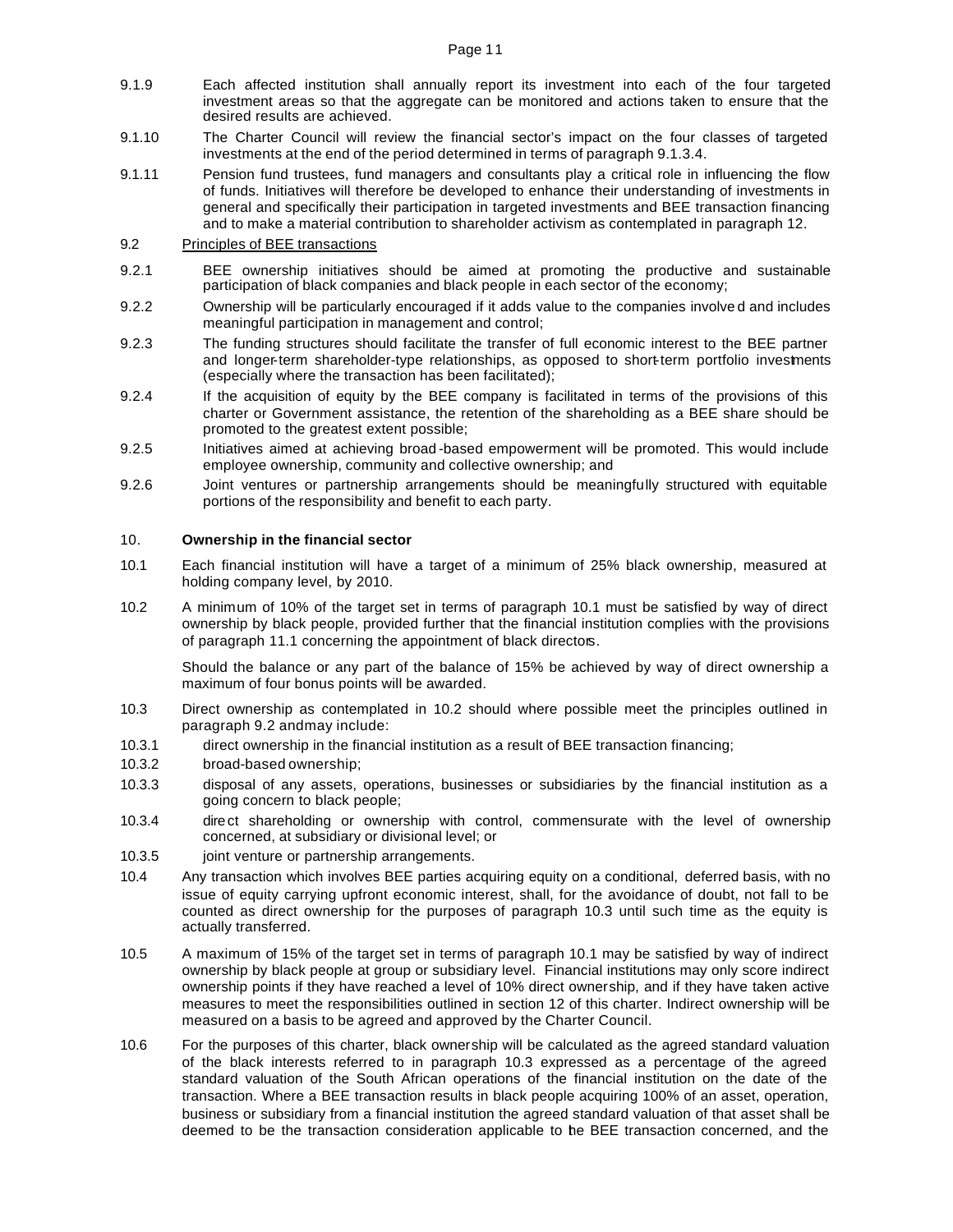9.1.9 Each affected institution shall annually report its investment into each of the four targeted investment areas so that the aggregate can be monitored and actions taken to ensure that the desired results are achieved.

9.1.10 The Charter Council will review the financial sector's impact on the four classes of targeted investments at the end of the period determined in terms of paragraph 9.1.3.4.

9.1.11 Pension fund trustees, fund managers and consultants play a critical role in influencing the flow of funds. Initiatives will therefore be developed to enhance their understanding of investments in general and specifically their participation in targeted investments and BEE transaction financing and to make a material contribution to shareholder activism as contemplated in paragraph 12.

9.2 Principles of BEE transactions

9.2.1 BEE ownership initiatives should be aimed at promoting the productive and sustainable participation of black companies and black people in each sector of the economy;

9.2.2 Ownership will be particularly encouraged if it adds value to the companies involved and includes meaningful participation in management and control;

9.2.3 The funding structures should facilitate the transfer of full economic interest to the BEE partner and longer-term shareholder-type relationships, as opposed to short-term portfolio investments (especially where the transaction has been facilitated);

9.2.4 If the acquisition of equity by the BEE company is facilitated in terms of the provisions of this charter or Government assistance, the retention of the shareholding as a BEE share should be promoted to the greatest extent possible;

9.2.5 Initiatives aimed at achieving broad-based empowerment will be promoted. This would include employee ownership, community and collective ownership; and

9.2.6 Joint ventures or partnership arrangements should be meaningfully structured with equitable portions of the responsibility and benefit to each party.

## 10. **Ownership in the financial sector**

10.1 Each financial institution will have a target of a minimum of 25% black ownership, measured at holding company level, by 2010.

10.2 A minimum of 10% of the target set in terms of paragraph 10.1 must be satisfied by way of direct ownership by black people, provided further that the financial institution complies with the provisions of paragraph 11.1 concerning the appointment of black directors.

Should the balance or any part of the balance of 15% be achieved by way of direct ownership a maximum of four bonus points will be awarded.

10.3 Direct ownership as contemplated in 10.2 should where possible meet the principles outlined in paragraph 9.2 andmay include:

10.3.1 direct ownership in the financial institution as a result of BEE transaction financing;

10.3.2 broad-based ownership;

10.3.3 disposal of any assets, operations, businesses or subsidiaries by the financial institution as a going concern to black people;

10.3.4 direct shareholding or ownership with control, commensurate with the level of ownership concerned, at subsidiary or divisional level; or

10.3.5 joint venture or partnership arrangements.

10.4 Any transaction which involves BEE parties acquiring equity on a conditional, deferred basis, with no issue of equity carrying upfront economic interest, shall, for the avoidance of doubt, not fall to be counted as direct ownership for the purposes of paragraph 10.3 until such time as the equity is actually transferred.

10.5 A maximum of 15% of the target set in terms of paragraph 10.1 may be satisfied by way of indirect ownership by black people at group or subsidiary level. Financial institutions may only score indirect ownership points if they have reached a level of 10% direct ownership, and if they have taken active measures to meet the responsibilities outlined in section 12 of this charter. Indirect ownership will be measured on a basis to be agreed and approved by the Charter Council.

10.6 For the purposes of this charter, black ownership will be calculated as the agreed standard valuation of the black interests referred to in paragraph 10.3 expressed as a percentage of the agreed standard valuation of the South African operations of the financial institution on the date of the transaction. Where a BEE transaction results in black people acquiring 100% of an asset, operation, business or subsidiary from a financial institution the agreed standard valuation of that asset shall be deemed to be the transaction consideration applicable to the BEE transaction concerned, and the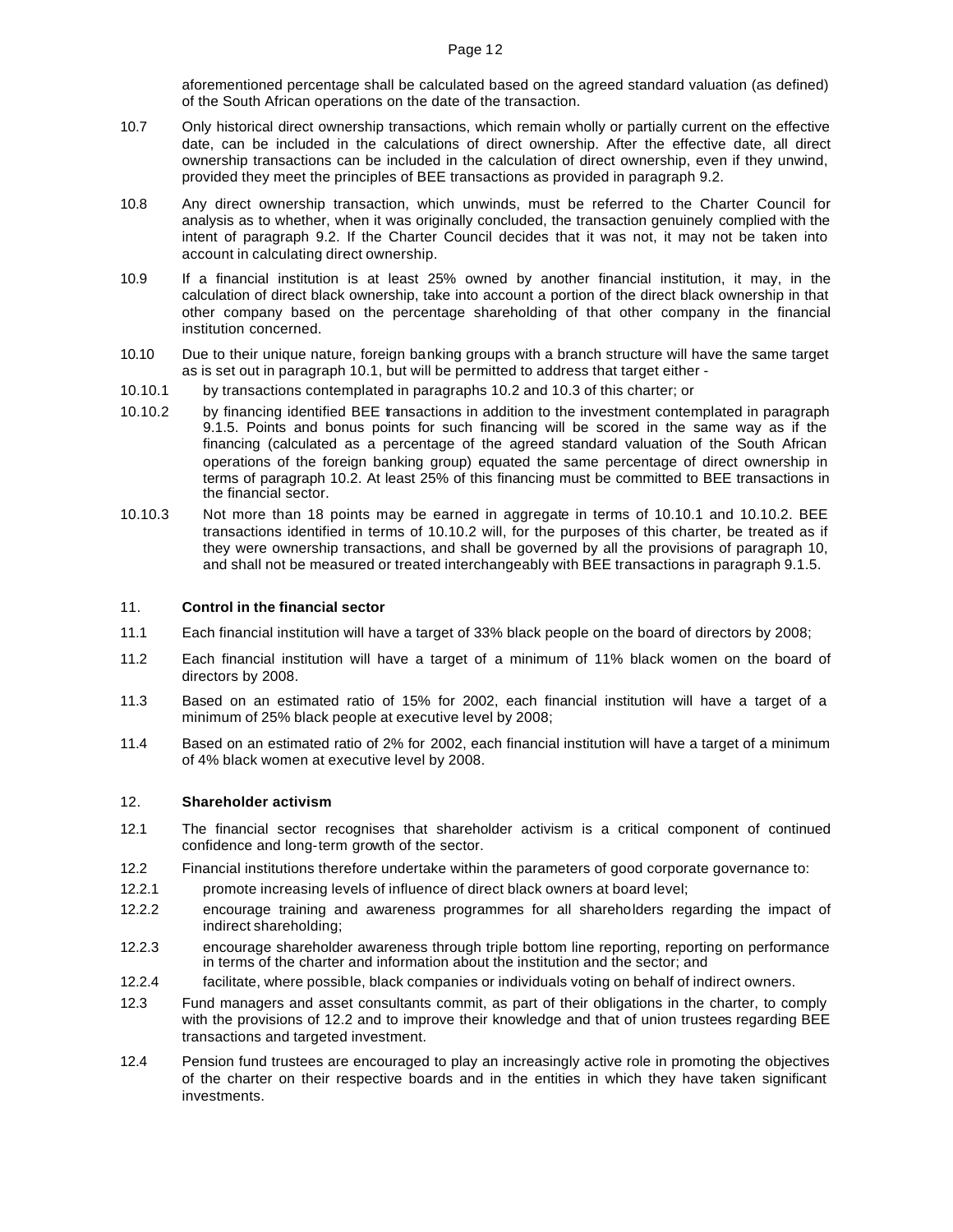aforementioned percentage shall be calculated based on the agreed standard valuation (as defined) of the South African operations on the date of the transaction.

10.7 Only historical direct ownership transactions, which remain wholly or partially current on the effective date, can be included in the calculations of direct ownership. After the effective date, all direct ownership transactions can be included in the calculation of direct ownership, even if they unwind, provided they meet the principles of BEE transactions as provided in paragraph 9.2.

10.8 Any direct ownership transaction, which unwinds, must be referred to the Charter Council for analysis as to whether, when it was originally concluded, the transaction genuinely complied with the intent of paragraph 9.2. If the Charter Council decides that it was not, it may not be taken into account in calculating direct ownership.

10.9 If a financial institution is at least 25% owned by another financial institution, it may, in the calculation of direct black ownership, take into account a portion of the direct black ownership in that other company based on the percentage shareholding of that other company in the financial institution concerned.

10.10 Due to their unique nature, foreign banking groups with a branch structure will have the same target as is set out in paragraph 10.1, but will be permitted to address that target either -

10.10.1 by transactions contemplated in paragraphs 10.2 and 10.3 of this charter; or

10.10.2 by financing identified BEE transactions in addition to the investment contemplated in paragraph 9.1.5. Points and bonus points for such financing will be scored in the same way as if the financing (calculated as a percentage of the agreed standard valuation of the South African operations of the foreign banking group) equated the same percentage of direct ownership in terms of paragraph 10.2. At least 25% of this financing must be committed to BEE transactions in the financial sector.

10.10.3 Not more than 18 points may be earned in aggregate in terms of 10.10.1 and 10.10.2. BEE transactions identified in terms of 10.10.2 will, for the purposes of this charter, be treated as if they were ownership transactions, and shall be governed by all the provisions of paragraph 10, and shall not be measured or treated interchangeably with BEE transactions in paragraph 9.1.5.

## 11. **Control in the financial sector**

11.1 Each financial institution will have a target of 33% black people on the board of directors by 2008;

11.2 Each financial institution will have a target of a minimum of 11% black women on the board of directors by 2008.

11.3 Based on an estimated ratio of 15% for 2002, each financial institution will have a target of a minimum of 25% black people at executive level by 2008;

11.4 Based on an estimated ratio of 2% for 2002, each financial institution will have a target of a minimum of 4% black women at executive level by 2008.

## 12. **Shareholder activism**

12.1 The financial sector recognises that shareholder activism is a critical component of continued confidence and long-term growth of the sector.

12.2 Financial institutions therefore undertake within the parameters of good corporate governance to:

12.2.1 promote increasing levels of influence of direct black owners at board level;

12.2.2 encourage training and awareness programmes for all shareholders regarding the impact of indirect shareholding;

12.2.3 encourage shareholder awareness through triple bottom line reporting, reporting on performance in terms of the charter and information about the institution and the sector; and

12.2.4 facilitate, where possible, black companies or individuals voting on behalf of indirect owners.

12.3 Fund managers and asset consultants commit, as part of their obligations in the charter, to comply with the provisions of 12.2 and to improve their knowledge and that of union trustees regarding BEE transactions and targeted investment.

12.4 Pension fund trustees are encouraged to play an increasingly active role in promoting the objectives of the charter on their respective boards and in the entities in which they have taken significant investments.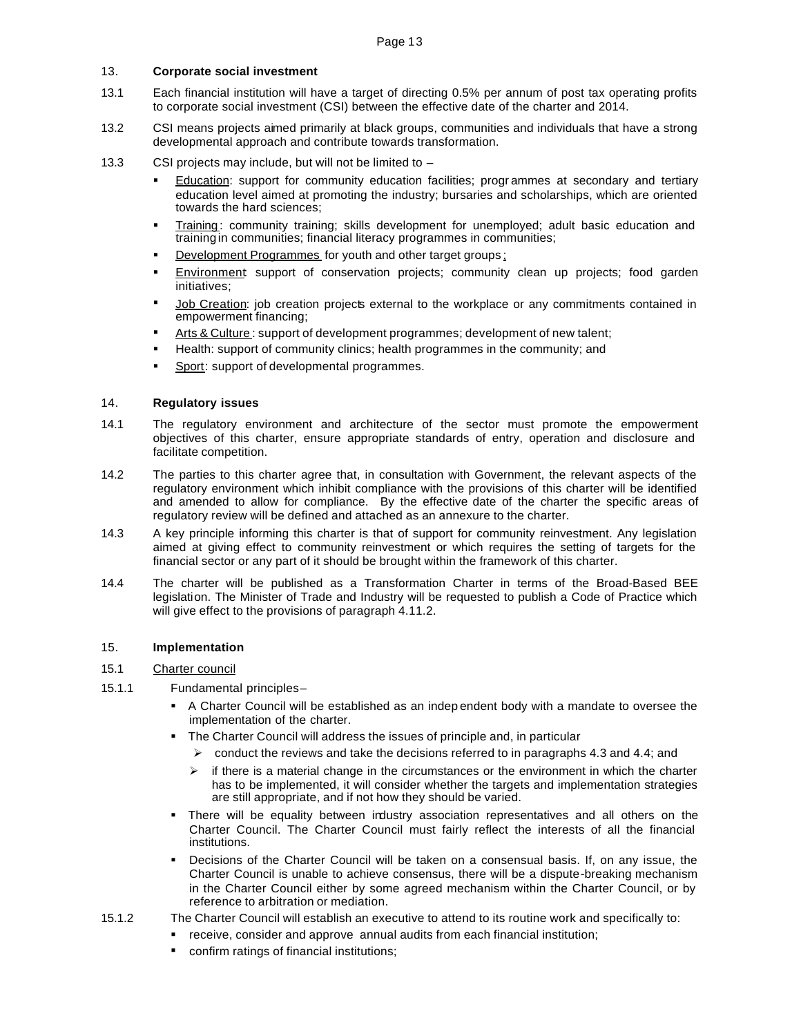## 13. Corporate social investment

13.1 Each financial institution will have a target of directing 0.5% per annum of post tax operating profits to corporate social investment (CSI) between the effective date of the charter and 2014.

13.2 CSI means projects aimed primarily at black groups, communities and individuals that have a strong developmental approach and contribute towards transformation.

13.3 CSI projects may include, but will not be limited to –

- Education: support for community education facilities; programmes at secondary and tertiary education level aimed at promoting the industry; bursaries and scholarships, which are oriented towards the hard sciences;
- Training: community training; skills development for unemployed; adult basic education and training in communities; financial literacy programmes in communities;
- Development Programmes for youth and other target groups;
- Environment: support of conservation projects; community clean up projects; food garden initiatives;
- Job Creation: job creation projects external to the workplace or any commitments contained in empowerment financing;
- Arts & Culture: support of development programmes; development of new talent;
- Health: support of community clinics; health programmes in the community; and
- Sport: support of developmental programmes.

## 14. Regulatory issues

14.1 The regulatory environment and architecture of the sector must promote the empowerment objectives of this charter, ensure appropriate standards of entry, operation and disclosure and facilitate competition.

14.2 The parties to this charter agree that, in consultation with Government, the relevant aspects of the regulatory environment which inhibit compliance with the provisions of this charter will be identified and amended to allow for compliance. By the effective date of the charter the specific areas of regulatory review will be defined and attached as an annexure to the charter.

14.3 A key principle informing this charter is that of support for community reinvestment. Any legislation aimed at giving effect to community reinvestment or which requires the setting of targets for the financial sector or any part of it should be brought within the framework of this charter.

14.4 The charter will be published as a Transformation Charter in terms of the Broad-Based BEE legislation. The Minister of Trade and Industry will be requested to publish a Code of Practice which will give effect to the provisions of paragraph 4.11.2.

## 15. Implementation

15.1 Charter council

15.1.1 Fundamental principles –

- A Charter Council will be established as an independent body with a mandate to oversee the implementation of the charter.
- The Charter Council will address the issues of principle and, in particular
  - conduct the reviews and take the decisions referred to in paragraphs 4.3 and 4.4; and
  - if there is a material change in the circumstances or the environment in which the charter has to be implemented, it will consider whether the targets and implementation strategies are still appropriate, and if not how they should be varied.
- There will be equality between industry association representatives and all others on the Charter Council. The Charter Council must fairly reflect the interests of all the financial institutions.
- Decisions of the Charter Council will be taken on a consensual basis. If, on any issue, the Charter Council is unable to achieve consensus, there will be a dispute-breaking mechanism in the Charter Council either by some agreed mechanism within the Charter Council, or by reference to arbitration or mediation.

15.1.2 The Charter Council will establish an executive to attend to its routine work and specifically to:

- receive, consider and approve annual audits from each financial institution;
- confirm ratings of financial institutions;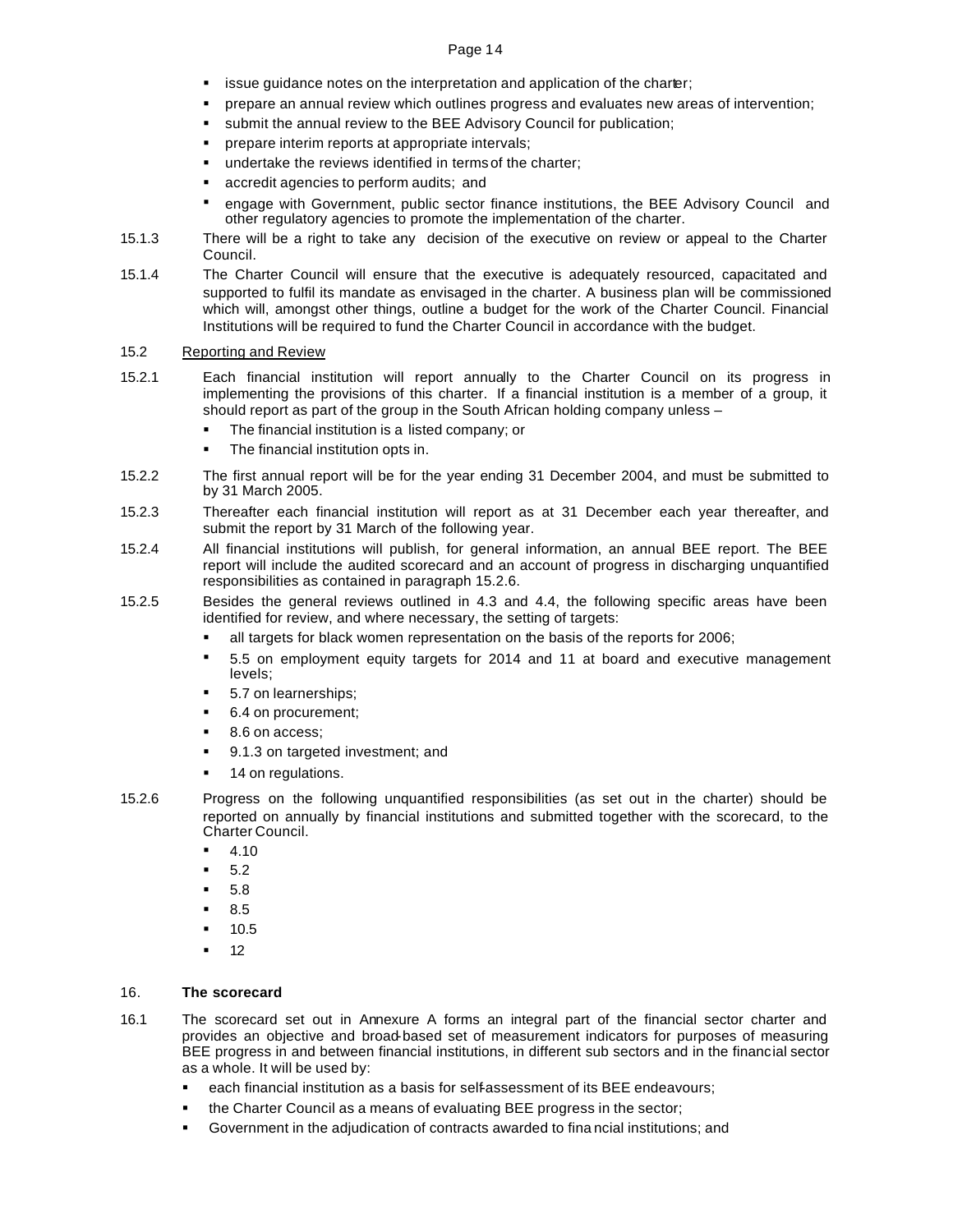- issue guidance notes on the interpretation and application of the charter;
- prepare an annual review which outlines progress and evaluates new areas of intervention;
- submit the annual review to the BEE Advisory Council for publication;
- prepare interim reports at appropriate intervals;
- undertake the reviews identified in terms of the charter;
- accredit agencies to perform audits; and
- engage with Government, public sector finance institutions, the BEE Advisory Council and other regulatory agencies to promote the implementation of the charter.

15.1.3 There will be a right to take any decision of the executive on review or appeal to the Charter Council.

15.1.4 The Charter Council will ensure that the executive is adequately resourced, capacitated and supported to fulfil its mandate as envisaged in the charter. A business plan will be commissioned which will, amongst other things, outline a budget for the work of the Charter Council. Financial Institutions will be required to fund the Charter Council in accordance with the budget.

15.2 <u>Reporting and Review</u>

15.2.1 Each financial institution will report annually to the Charter Council on its progress in implementing the provisions of this charter. If a financial institution is a member of a group, it should report as part of the group in the South African holding company unless –

- The financial institution is a listed company; or
- The financial institution opts in.

15.2.2 The first annual report will be for the year ending 31 December 2004, and must be submitted to by 31 March 2005.

15.2.3 Thereafter each financial institution will report as at 31 December each year thereafter, and submit the report by 31 March of the following year.

15.2.4 All financial institutions will publish, for general information, an annual BEE report. The BEE report will include the audited scorecard and an account of progress in discharging unquantified responsibilities as contained in paragraph 15.2.6.

15.2.5 Besides the general reviews outlined in 4.3 and 4.4, the following specific areas have been identified for review, and where necessary, the setting of targets:

- all targets for black women representation on the basis of the reports for 2006;
- 5.5 on employment equity targets for 2014 and 11 at board and executive management levels;
- 5.7 on learnerships;
- 6.4 on procurement;
- 8.6 on access;
- 9.1.3 on targeted investment; and
- 14 on regulations.

15.2.6 Progress on the following unquantified responsibilities (as set out in the charter) should be reported on annually by financial institutions and submitted together with the scorecard, to the Charter Council.

- 4.10
- 5.2
- 5.8
- 8.5
- 10.5
- 12

## 16. The scorecard

16.1 The scorecard set out in Annexure A forms an integral part of the financial sector charter and provides an objective and broad-based set of measurement indicators for purposes of measuring BEE progress in and between financial institutions, in different sub sectors and in the financial sector as a whole. It will be used by:

- each financial institution as a basis for self-assessment of its BEE endeavours;
- the Charter Council as a means of evaluating BEE progress in the sector;
- Government in the adjudication of contracts awarded to financial institutions; and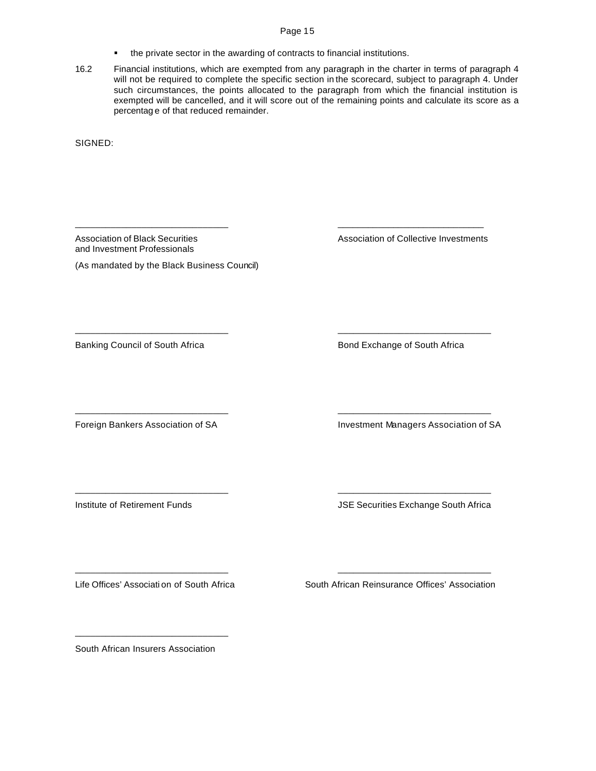- the private sector in the awarding of contracts to financial institutions.

16.2 Financial institutions, which are exempted from any paragraph in the charter in terms of paragraph 4 will not be required to complete the specific section in the scorecard, subject to paragraph 4. Under such circumstances, the points allocated to the paragraph from which the financial institution is exempted will be cancelled, and it will score out of the remaining points and calculate its score as a percentage of that reduced remainder.

SIGNED:

\_\_\_\_\_\_\_\_\_\_\_\_\_\_\_\_\_\_\_\_\_\_\_\_\_\_\_\_\_\_

Association of Black Securities and Investment Professionals

(As mandated by the Black Business Council)

\_\_\_\_\_\_\_\_\_\_\_\_\_\_\_\_\_\_\_\_\_\_\_\_\_\_\_\_\_\_

Association of Collective Investments

\_\_\_\_\_\_\_\_\_\_\_\_\_\_\_\_\_\_\_\_\_\_\_\_\_\_\_\_\_\_

Banking Council of South Africa

\_\_\_\_\_\_\_\_\_\_\_\_\_\_\_\_\_\_\_\_\_\_\_\_\_\_\_\_\_\_

Bond Exchange of South Africa

\_\_\_\_\_\_\_\_\_\_\_\_\_\_\_\_\_\_\_\_\_\_\_\_\_\_\_\_\_\_

Foreign Bankers Association of SA

\_\_\_\_\_\_\_\_\_\_\_\_\_\_\_\_\_\_\_\_\_\_\_\_\_\_\_\_\_\_

Investment Managers Association of SA

\_\_\_\_\_\_\_\_\_\_\_\_\_\_\_\_\_\_\_\_\_\_\_\_\_\_\_\_\_\_

Institute of Retirement Funds

\_\_\_\_\_\_\_\_\_\_\_\_\_\_\_\_\_\_\_\_\_\_\_\_\_\_\_\_\_\_

JSE Securities Exchange South Africa

\_\_\_\_\_\_\_\_\_\_\_\_\_\_\_\_\_\_\_\_\_\_\_\_\_\_\_\_\_\_

Life Offices' Association of South Africa

\_\_\_\_\_\_\_\_\_\_\_\_\_\_\_\_\_\_\_\_\_\_\_\_\_\_\_\_\_\_

South African Reinsurance Offices' Association

\_\_\_\_\_\_\_\_\_\_\_\_\_\_\_\_\_\_\_\_\_\_\_\_\_\_\_\_\_\_

South African Insurers Association